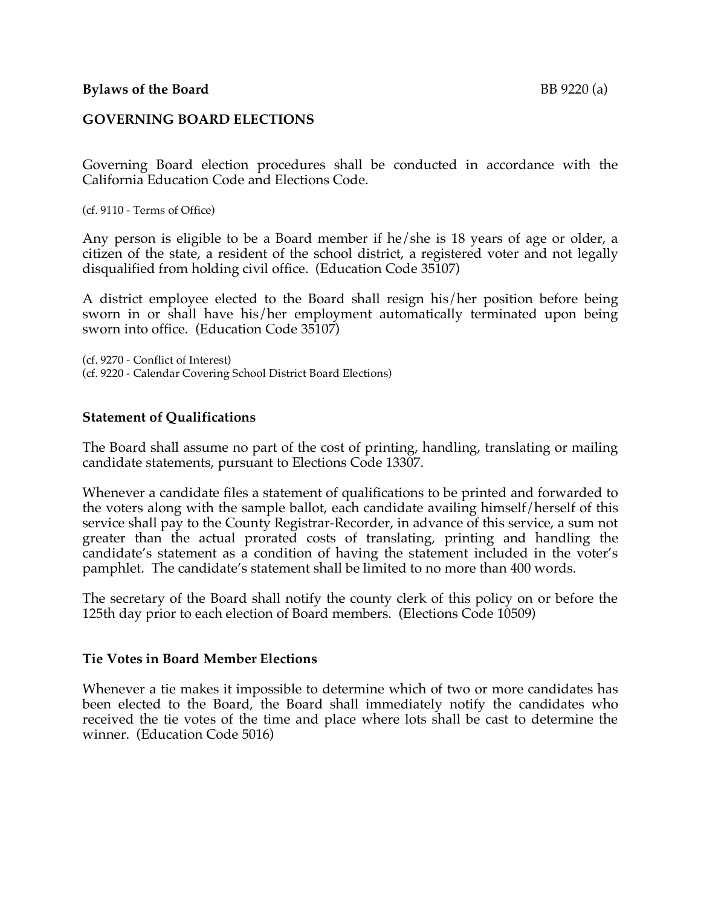**Bylaws of the Board** BB 9220 (a)

## GOVERNING BOARD ELECTIONS

Governing Board election procedures shall be conducted in accordance with the California Education Code and Elections Code.

(cf. 9110 - Terms of Office)

Any person is eligible to be a Board member if he/she is 18 years of age or older, a citizen of the state, a resident of the school district, a registered voter and not legally disqualified from holding civil office. (Education Code 35107)

A district employee elected to the Board shall resign his/her position before being sworn in or shall have his/her employment automatically terminated upon being sworn into office. (Education Code 35107)

(cf. 9270 - Conflict of Interest)
(cf. 9220 - Calendar Covering School District Board Elections)

### Statement of Qualifications

The Board shall assume no part of the cost of printing, handling, translating or mailing candidate statements, pursuant to Elections Code 13307.

Whenever a candidate files a statement of qualifications to be printed and forwarded to the voters along with the sample ballot, each candidate availing himself/herself of this service shall pay to the County Registrar-Recorder, in advance of this service, a sum not greater than the actual prorated costs of translating, printing and handling the candidate's statement as a condition of having the statement included in the voter's pamphlet. The candidate's statement shall be limited to no more than 400 words.

The secretary of the Board shall notify the county clerk of this policy on or before the 125th day prior to each election of Board members. (Elections Code 10509)

### Tie Votes in Board Member Elections

Whenever a tie makes it impossible to determine which of two or more candidates has been elected to the Board, the Board shall immediately notify the candidates who received the tie votes of the time and place where lots shall be cast to determine the winner. (Education Code 5016)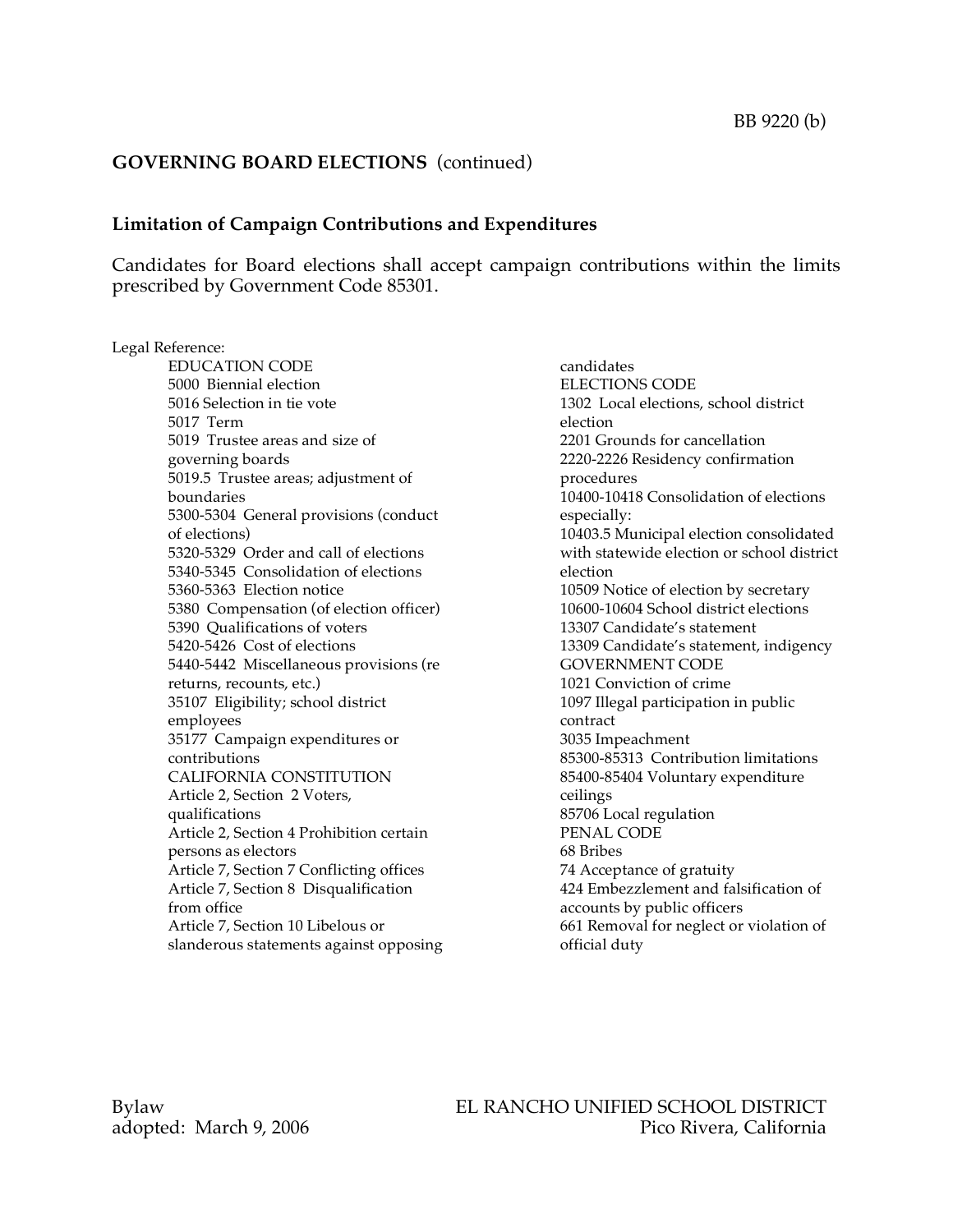## GOVERNING BOARD ELECTIONS (continued)

### Limitation of Campaign Contributions and Expenditures

Candidates for Board elections shall accept campaign contributions within the limits prescribed by Government Code 85301.

Legal Reference:

EDUCATION CODE
5000 Biennial election
5016 Selection in tie vote
5017 Term
5019 Trustee areas and size of governing boards
5019.5 Trustee areas; adjustment of boundaries
5300-5304 General provisions (conduct of elections)
5320-5329 Order and call of elections
5340-5345 Consolidation of elections
5360-5363 Election notice
5380 Compensation (of election officer)
5390 Qualifications of voters
5420-5426 Cost of elections
5440-5442 Miscellaneous provisions (re returns, recounts, etc.)
35107 Eligibility; school district employees
35177 Campaign expenditures or contributions

CALIFORNIA CONSTITUTION
Article 2, Section 2 Voters, qualifications
Article 2, Section 4 Prohibition certain persons as electors
Article 7, Section 7 Conflicting offices
Article 7, Section 8 Disqualification from office
Article 7, Section 10 Libelous or slanderous statements against opposing candidates

ELECTIONS CODE
1302 Local elections, school district election
2201 Grounds for cancellation
2220-2226 Residency confirmation procedures
10400-10418 Consolidation of elections especially:
10403.5 Municipal election consolidated with statewide election or school district election
10509 Notice of election by secretary
10600-10604 School district elections
13307 Candidate's statement
13309 Candidate's statement, indigency

GOVERNMENT CODE
1021 Conviction of crime
1097 Illegal participation in public contract
3035 Impeachment
85300-85313 Contribution limitations
85400-85404 Voluntary expenditure ceilings
85706 Local regulation

PENAL CODE
68 Bribes
74 Acceptance of gratuity
424 Embezzlement and falsification of accounts by public officers
661 Removal for neglect or violation of official duty

Bylaw
adopted: March 9, 2006

EL RANCHO UNIFIED SCHOOL DISTRICT
Pico Rivera, California